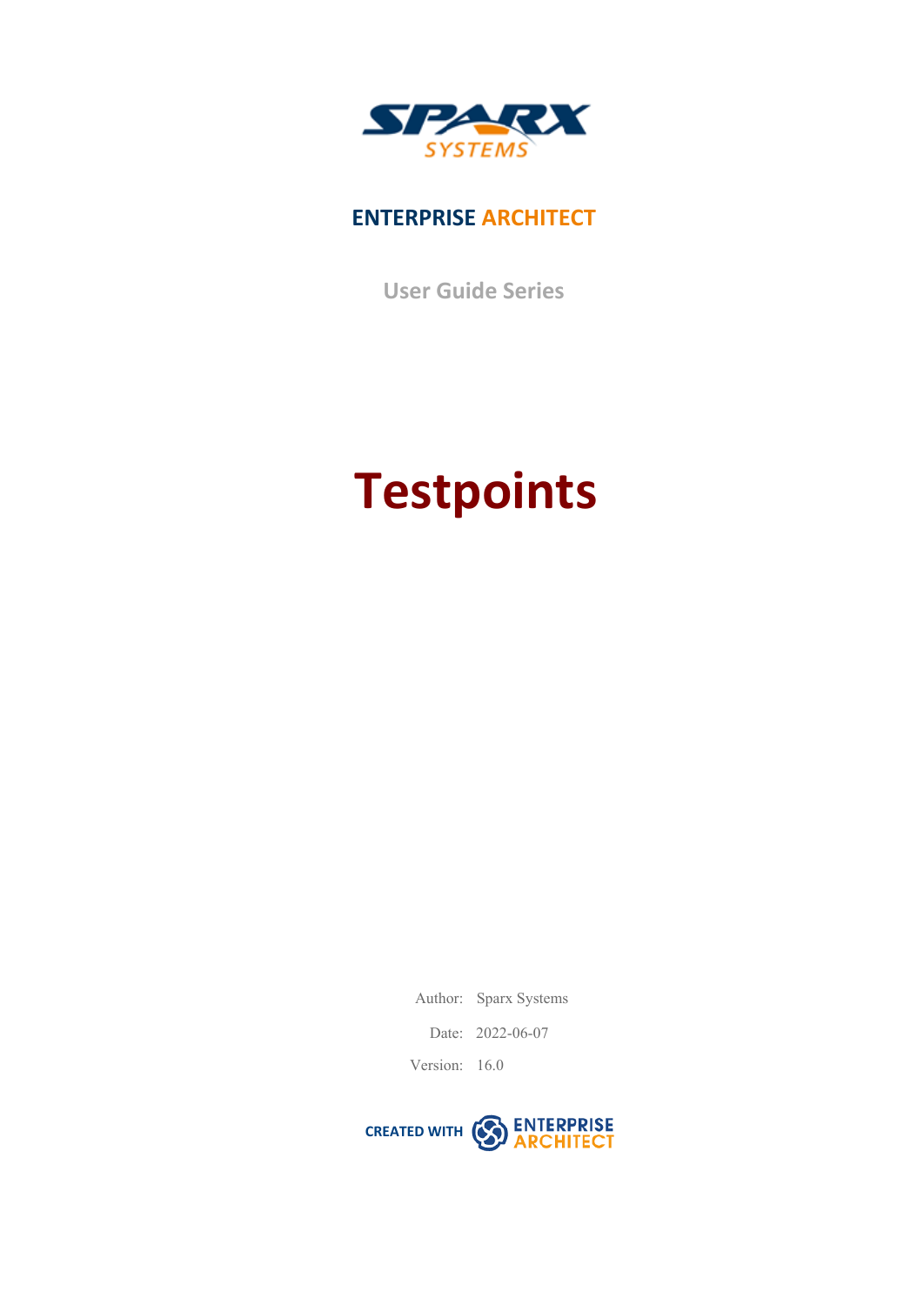SPARX SYSTEMS

**ENTERPRISE ARCHITECT**

User Guide Series

# Testpoints

Author: Sparx Systems

Date: 2022-06-07

Version: 16.0

CREATED WITH ENTERPRISE ARCHITECT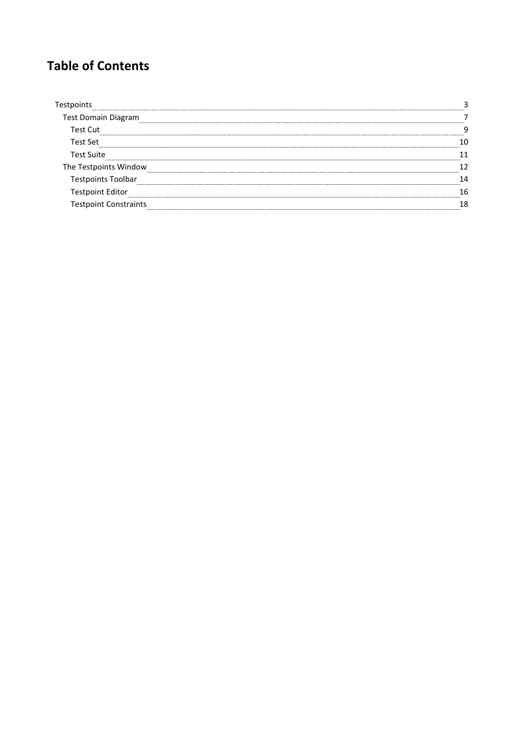# Table of Contents

- Testpoints ..... 3
  - Test Domain Diagram ..... 7
    - Test Cut ..... 9
    - Test Set ..... 10
    - Test Suite ..... 11
  - The Testpoints Window ..... 12
    - Testpoints Toolbar ..... 14
    - Testpoint Editor ..... 16
    - Testpoint Constraints ..... 18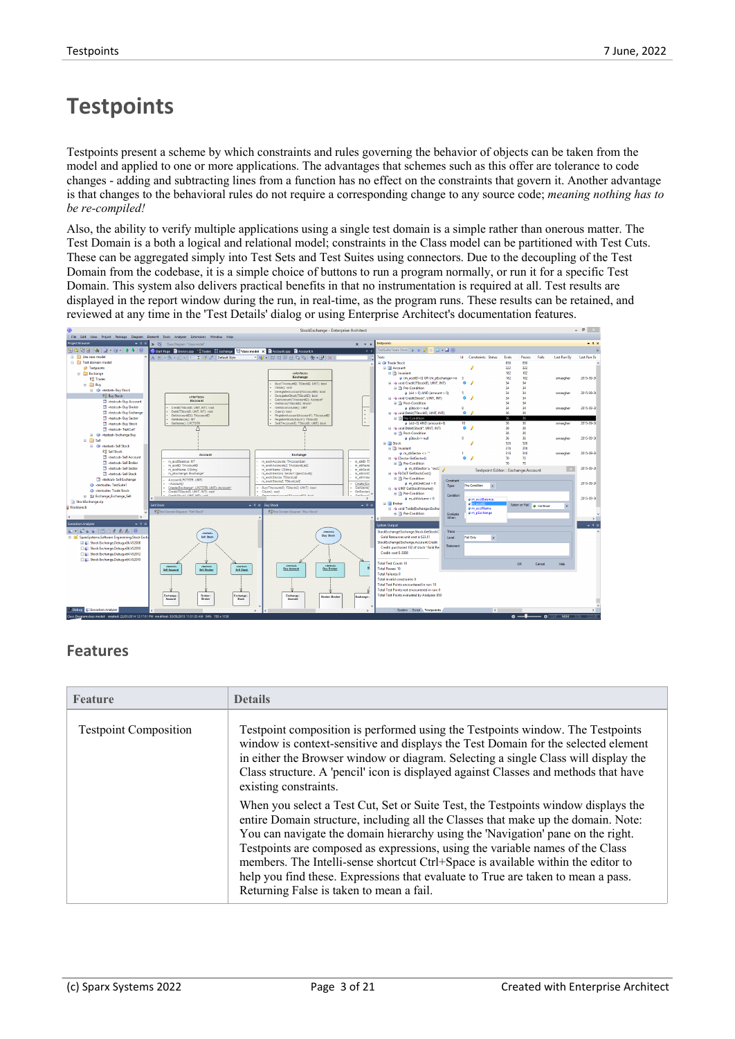# Testpoints

Testpoints present a scheme by which constraints and rules governing the behavior of objects can be taken from the model and applied to one or more applications. The advantages that schemes such as this offer are tolerance to code changes - adding and subtracting lines from a function has no effect on the constraints that govern it. Another advantage is that changes to the behavioral rules do not require a corresponding change to any source code; *meaning nothing has to be re-compiled!*

Also, the ability to verify multiple applications using a single test domain is a simple rather than onerous matter. The Test Domain is a both a logical and relational model; constraints in the Class model can be partitioned with Test Cuts. These can be aggregated simply into Test Sets and Test Suites using connectors. Due to the decoupling of the Test Domain from the codebase, it is a simple choice of buttons to run a program normally, or run it for a specific Test Domain. This system also delivers practical benefits in that no instrumentation is required at all. Test results are displayed in the report window during the run, in real-time, as the program runs. These results can be retained, and reviewed at any time in the 'Test Details' dialog or using Enterprise Architect's documentation features.

## Features

| Feature | Details |
|---|---|
| Testpoint Composition | Testpoint composition is performed using the Testpoints window. The Testpoints window is context-sensitive and displays the Test Domain for the selected element in either the Browser window or diagram. Selecting a single Class will display the Class structure. A 'pencil' icon is displayed against Classes and methods that have existing constraints.<br><br>When you select a Test Cut, Set or Suite Test, the Testpoints window displays the entire Domain structure, including all the Classes that make up the domain. Note: You can navigate the domain hierarchy using the 'Navigation' pane on the right. Testpoints are composed as expressions, using the variable names of the Class members. The Intelli-sense shortcut Ctrl+Space is available within the editor to help you find these. Expressions that evaluate to True are taken to mean a pass. Returning False is taken to mean a fail. |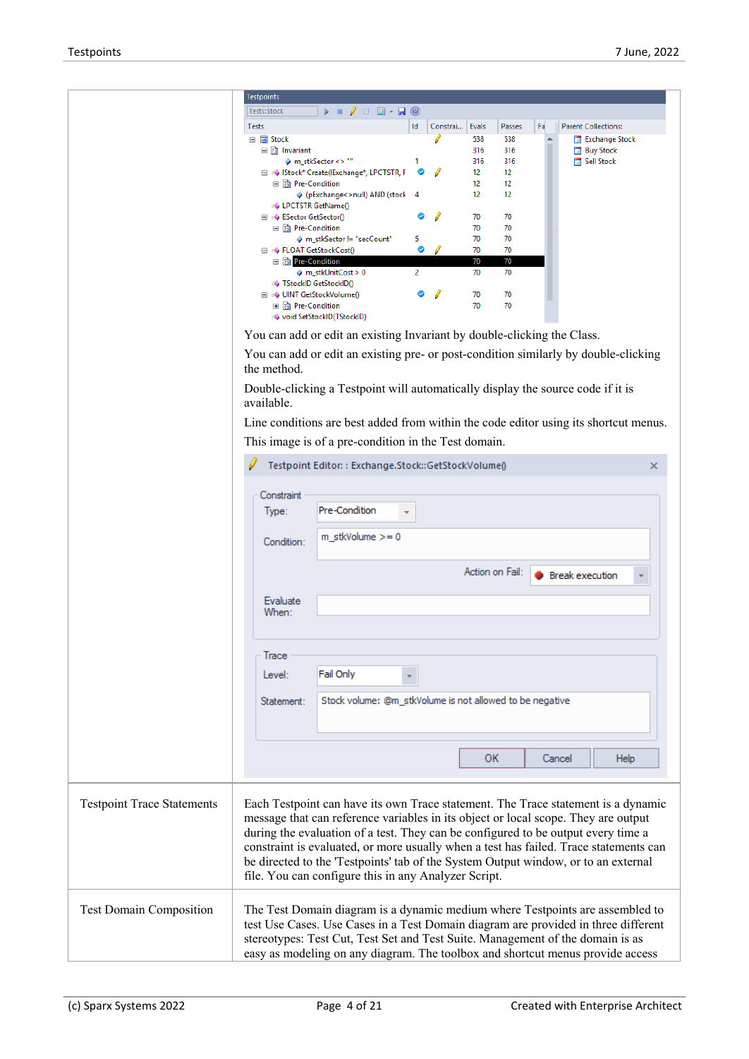| | |
|---|---|
| | You can add or edit an existing Invariant by double-clicking the Class.<br><br>You can add or edit an existing pre- or post-condition similarly by double-clicking the method.<br><br>Double-clicking a Testpoint will automatically display the source code if it is available.<br><br>Line conditions are best added from within the code editor using its shortcut menus.<br><br>This image is of a pre-condition in the Test domain. |
| Testpoint Trace Statements | Each Testpoint can have its own Trace statement. The Trace statement is a dynamic message that can reference variables in its object or local scope. They are output during the evaluation of a test. They can be configured to be output every time a constraint is evaluated, or more usually when a test has failed. Trace statements can be directed to the 'Testpoints' tab of the System Output window, or to an external file. You can configure this in any Analyzer Script. |
| Test Domain Composition | The Test Domain diagram is a dynamic medium where Testpoints are assembled to test Use Cases. Use Cases in a Test Domain diagram are provided in three different stereotypes: Test Cut, Test Set and Test Suite. Management of the domain is as easy as modeling on any diagram. The toolbox and shortcut menus provide access |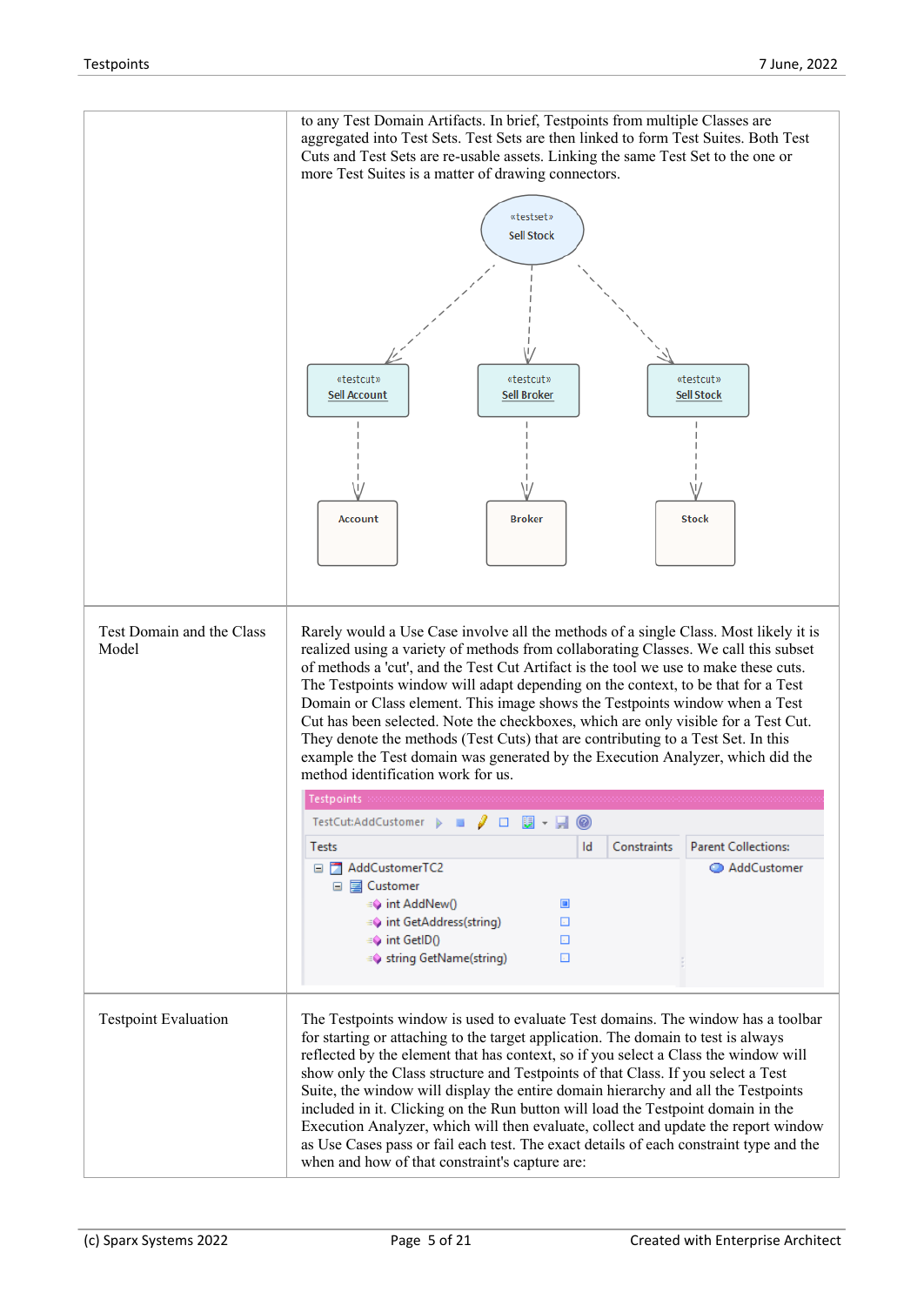| | |
|---|---|
| | to any Test Domain Artifacts. In brief, Testpoints from multiple Classes are aggregated into Test Sets. Test Sets are then linked to form Test Suites. Both Test Cuts and Test Sets are re-usable assets. Linking the same Test Set to the one or more Test Suites is a matter of drawing connectors. |
| Test Domain and the Class Model | Rarely would a Use Case involve all the methods of a single Class. Most likely it is realized using a variety of methods from collaborating Classes. We call this subset of methods a 'cut', and the Test Cut Artifact is the tool we use to make these cuts. The Testpoints window will adapt depending on the context, to be that for a Test Domain or Class element. This image shows the Testpoints window when a Test Cut has been selected. Note the checkboxes, which are only visible for a Test Cut. They denote the methods (Test Cuts) that are contributing to a Test Set. In this example the Test domain was generated by the Execution Analyzer, which did the method identification work for us. |
| Testpoint Evaluation | The Testpoints window is used to evaluate Test domains. The window has a toolbar for starting or attaching to the target application. The domain to test is always reflected by the element that has context, so if you select a Class the window will show only the Class structure and Testpoints of that Class. If you select a Test Suite, the window will display the entire domain hierarchy and all the Testpoints included in it. Clicking on the Run button will load the Testpoint domain in the Execution Analyzer, which will then evaluate, collect and update the report window as Use Cases pass or fail each test. The exact details of each constraint type and the when and how of that constraint's capture are: |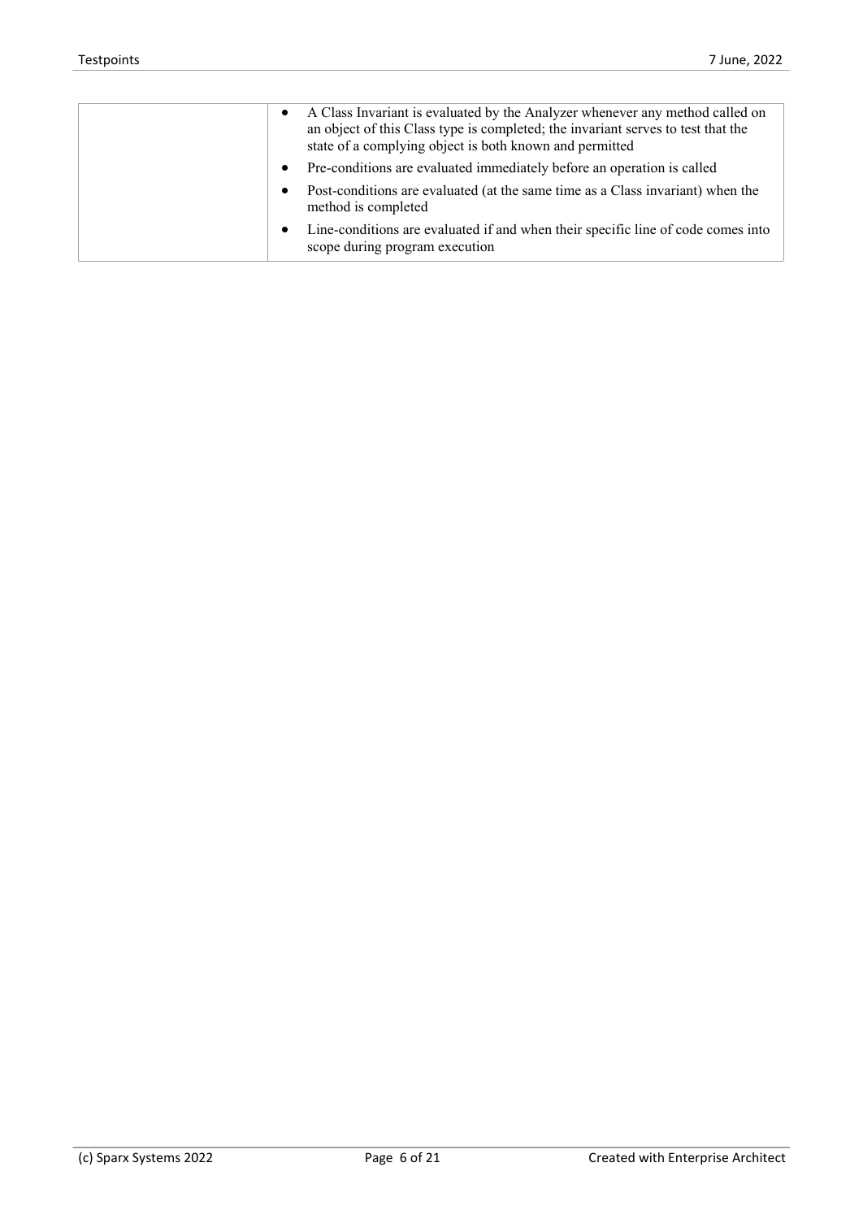|  |  |
|---|---|
|  | <ul><li>A Class Invariant is evaluated by the Analyzer whenever any method called on an object of this Class type is completed; the invariant serves to test that the state of a complying object is both known and permitted</li><li>Pre-conditions are evaluated immediately before an operation is called</li><li>Post-conditions are evaluated (at the same time as a Class invariant) when the method is completed</li><li>Line-conditions are evaluated if and when their specific line of code comes into scope during program execution</li></ul> |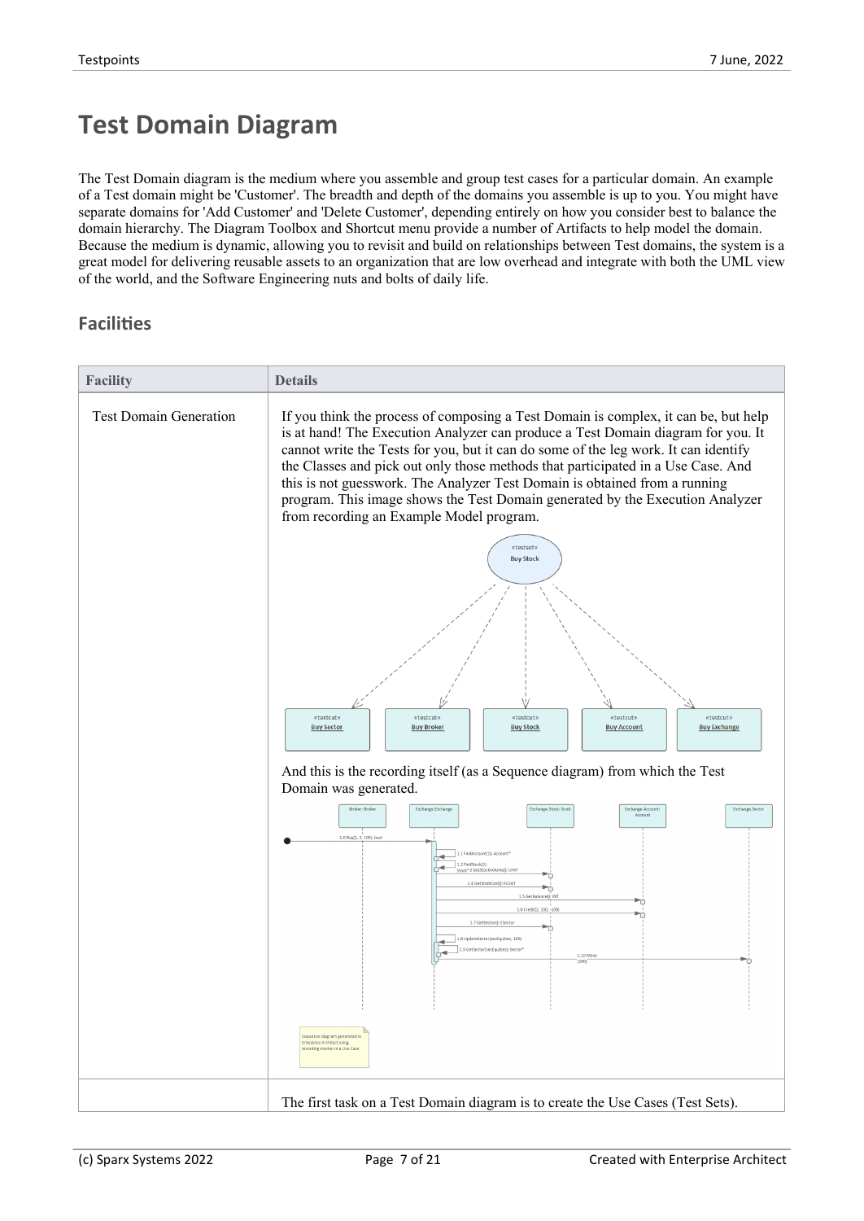# Test Domain Diagram

The Test Domain diagram is the medium where you assemble and group test cases for a particular domain. An example of a Test domain might be 'Customer'. The breadth and depth of the domains you assemble is up to you. You might have separate domains for 'Add Customer' and 'Delete Customer', depending entirely on how you consider best to balance the domain hierarchy. The Diagram Toolbox and Shortcut menu provide a number of Artifacts to help model the domain. Because the medium is dynamic, allowing you to revisit and build on relationships between Test domains, the system is a great model for delivering reusable assets to an organization that are low overhead and integrate with both the UML view of the world, and the Software Engineering nuts and bolts of daily life.

## Facilities

| Facility | Details |
| --- | --- |
| Test Domain Generation | If you think the process of composing a Test Domain is complex, it can be, but help is at hand! The Execution Analyzer can produce a Test Domain diagram for you. It cannot write the Tests for you, but it can do some of the leg work. It can identify the Classes and pick out only those methods that participated in a Use Case. And this is not guesswork. The Analyzer Test Domain is obtained from a running program. This image shows the Test Domain generated by the Execution Analyzer from recording an Example Model program. And this is the recording itself (as a Sequence diagram) from which the Test Domain was generated. |
| | The first task on a Test Domain diagram is to create the Use Cases (Test Sets). |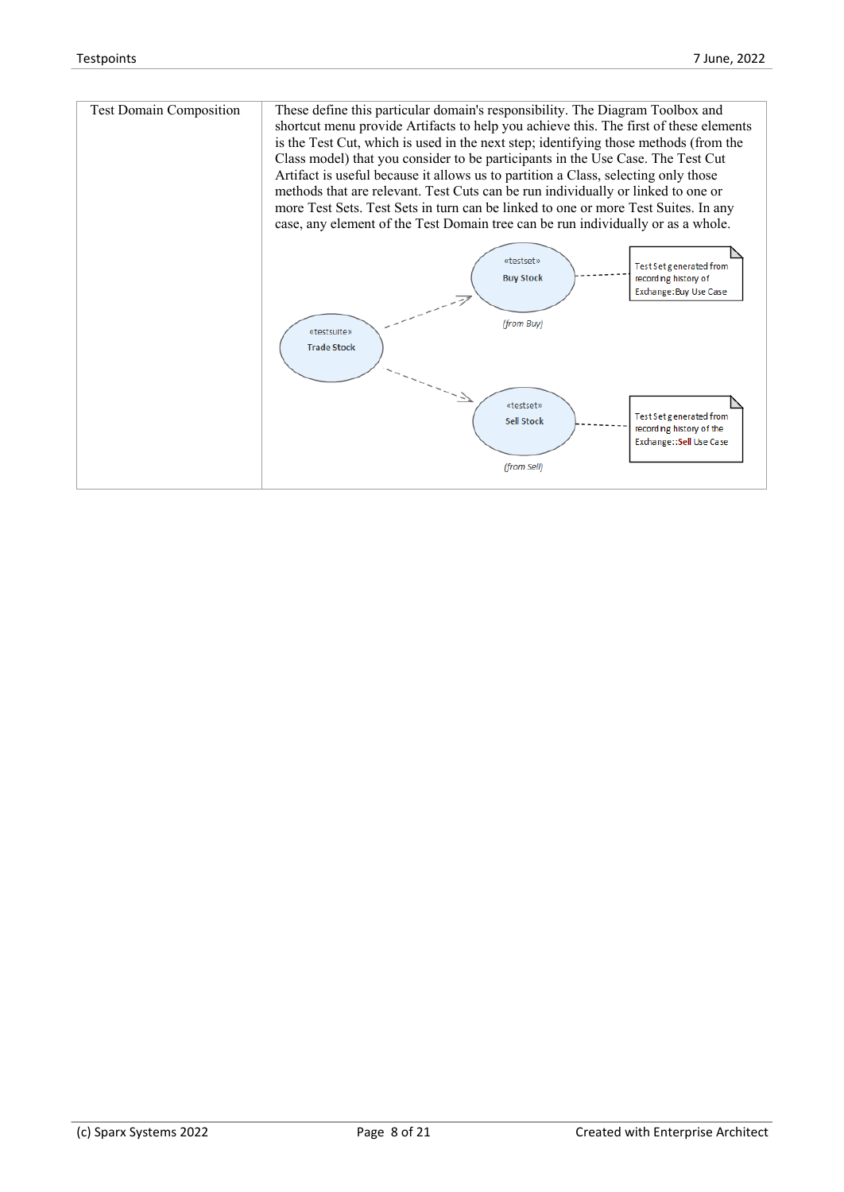| | |
|---|---|
| Test Domain Composition | These define this particular domain's responsibility. The Diagram Toolbox and shortcut menu provide Artifacts to help you achieve this. The first of these elements is the Test Cut, which is used in the next step; identifying those methods (from the Class model) that you consider to be participants in the Use Case. The Test Cut Artifact is useful because it allows us to partition a Class, selecting only those methods that are relevant. Test Cuts can be run individually or linked to one or more Test Sets. Test Sets in turn can be linked to one or more Test Suites. In any case, any element of the Test Domain tree can be run individually or as a whole. |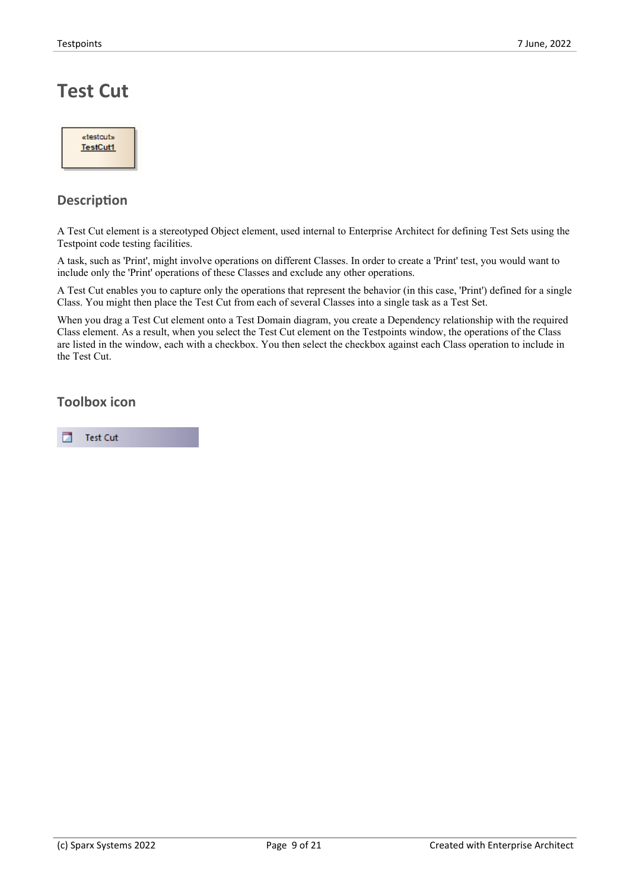# Test Cut

## Description

A Test Cut element is a stereotyped Object element, used internal to Enterprise Architect for defining Test Sets using the Testpoint code testing facilities.

A task, such as 'Print', might involve operations on different Classes. In order to create a 'Print' test, you would want to include only the 'Print' operations of these Classes and exclude any other operations.

A Test Cut enables you to capture only the operations that represent the behavior (in this case, 'Print') defined for a single Class. You might then place the Test Cut from each of several Classes into a single task as a Test Set.

When you drag a Test Cut element onto a Test Domain diagram, you create a Dependency relationship with the required Class element. As a result, when you select the Test Cut element on the Testpoints window, the operations of the Class are listed in the window, each with a checkbox. You then select the checkbox against each Class operation to include in the Test Cut.

## Toolbox icon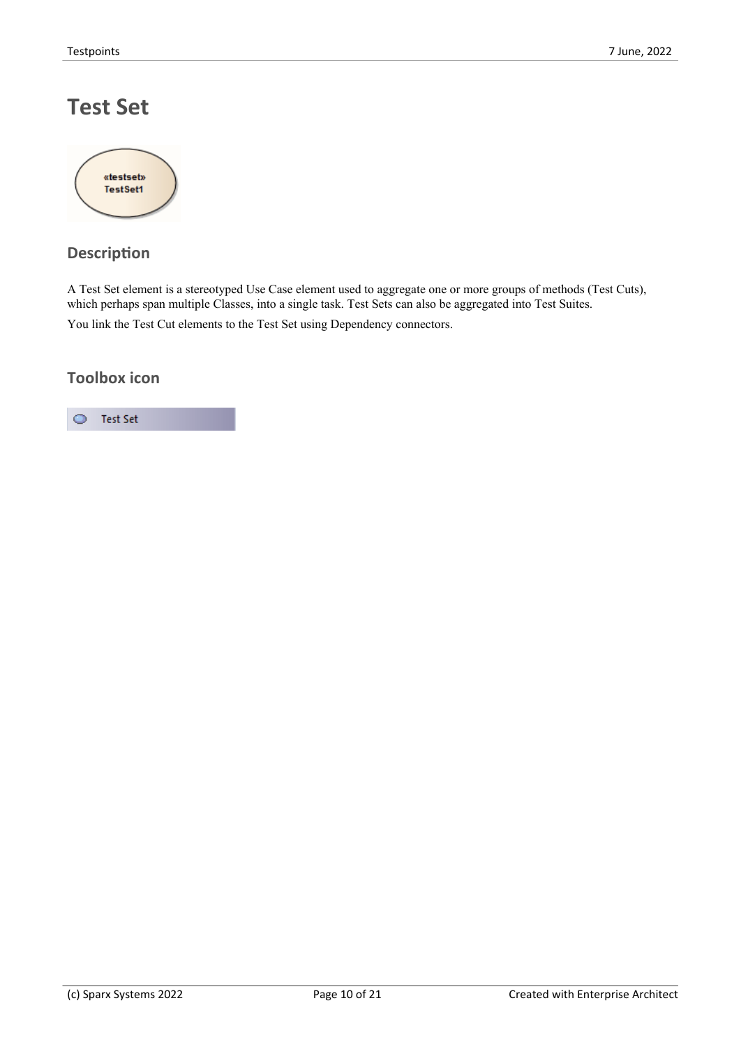# Test Set

## Description

A Test Set element is a stereotyped Use Case element used to aggregate one or more groups of methods (Test Cuts), which perhaps span multiple Classes, into a single task. Test Sets can also be aggregated into Test Suites.

You link the Test Cut elements to the Test Set using Dependency connectors.

## Toolbox icon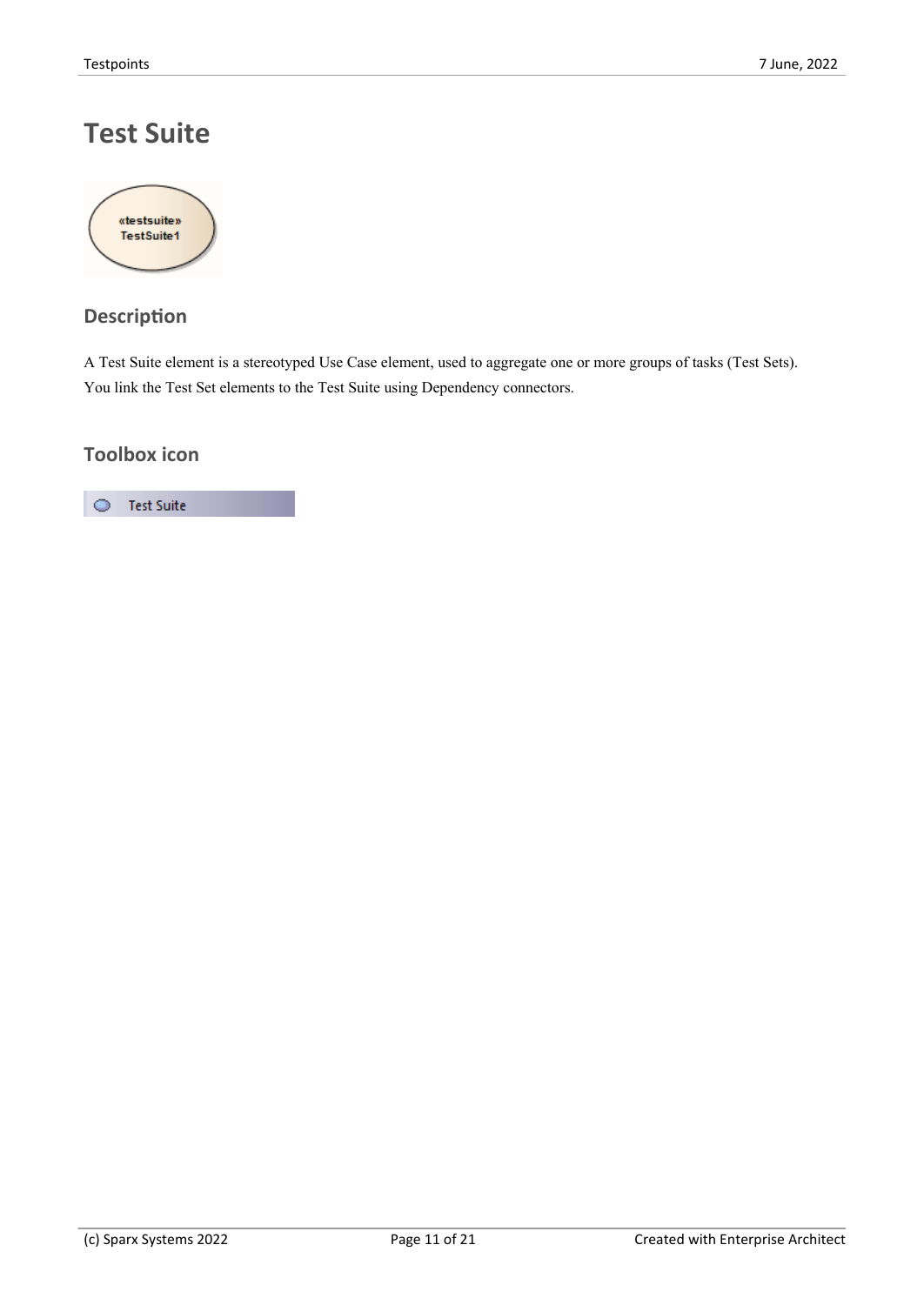# Test Suite

## Description

A Test Suite element is a stereotyped Use Case element, used to aggregate one or more groups of tasks (Test Sets). You link the Test Set elements to the Test Suite using Dependency connectors.

## Toolbox icon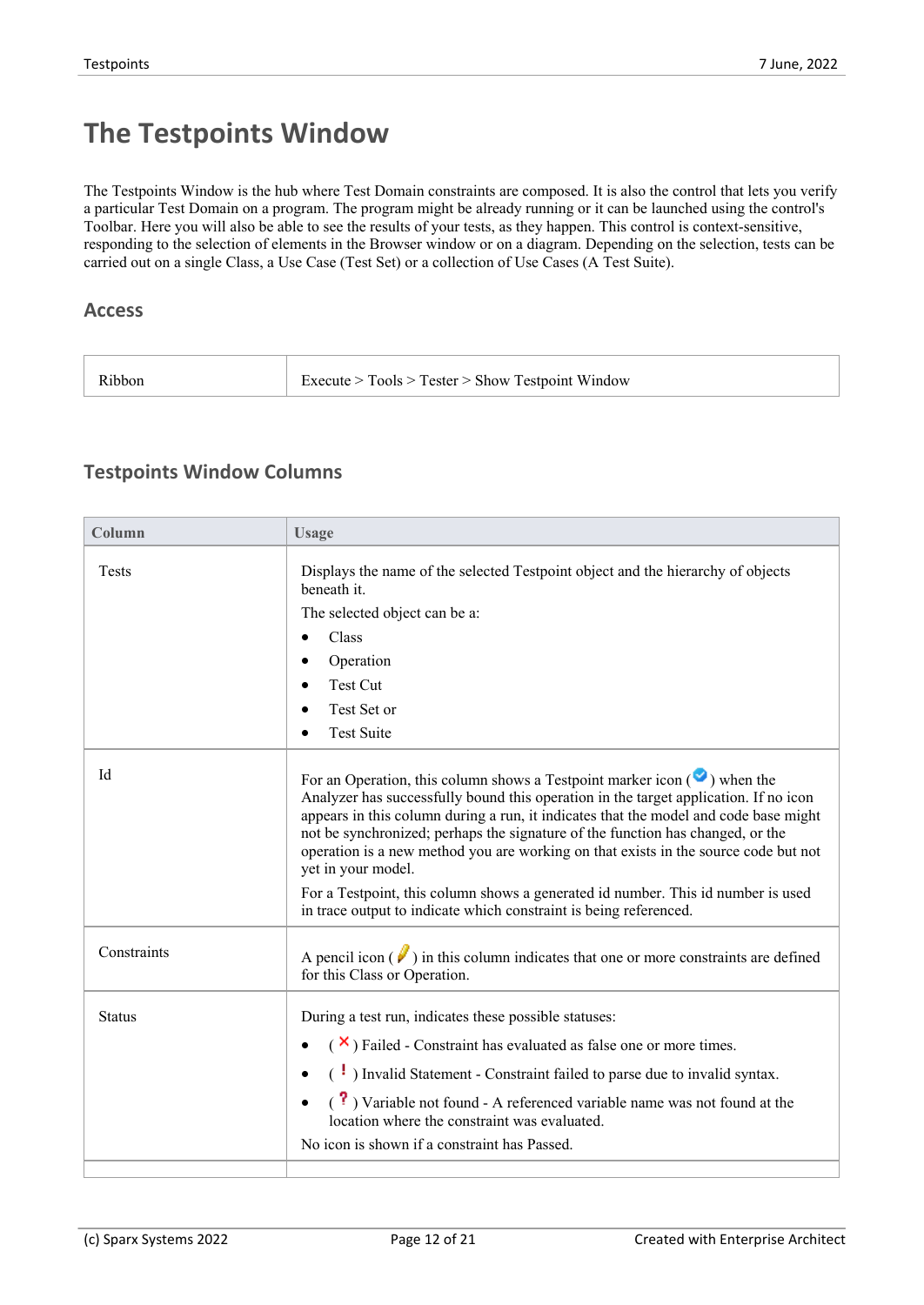# The Testpoints Window

The Testpoints Window is the hub where Test Domain constraints are composed. It is also the control that lets you verify a particular Test Domain on a program. The program might be already running or it can be launched using the control's Toolbar. Here you will also be able to see the results of your tests, as they happen. This control is context-sensitive, responding to the selection of elements in the Browser window or on a diagram. Depending on the selection, tests can be carried out on a single Class, a Use Case (Test Set) or a collection of Use Cases (A Test Suite).

## Access

| | |
|---|---|
| Ribbon | Execute > Tools > Tester > Show Testpoint Window |

## Testpoints Window Columns

| Column | Usage |
|---|---|
| Tests | Displays the name of the selected Testpoint object and the hierarchy of objects beneath it.<br>The selected object can be a:<br>• Class<br>• Operation<br>• Test Cut<br>• Test Set or<br>• Test Suite |
| Id | For an Operation, this column shows a Testpoint marker icon ( ) when the Analyzer has successfully bound this operation in the target application. If no icon appears in this column during a run, it indicates that the model and code base might not be synchronized; perhaps the signature of the function has changed, or the operation is a new method you are working on that exists in the source code but not yet in your model.<br>For a Testpoint, this column shows a generated id number. This id number is used in trace output to indicate which constraint is being referenced. |
| Constraints | A pencil icon ( ) in this column indicates that one or more constraints are defined for this Class or Operation. |
| Status | During a test run, indicates these possible statuses:<br>• ( ) Failed - Constraint has evaluated as false one or more times.<br>• ( ) Invalid Statement - Constraint failed to parse due to invalid syntax.<br>• ( ) Variable not found - A referenced variable name was not found at the location where the constraint was evaluated.<br>No icon is shown if a constraint has Passed. |
| | |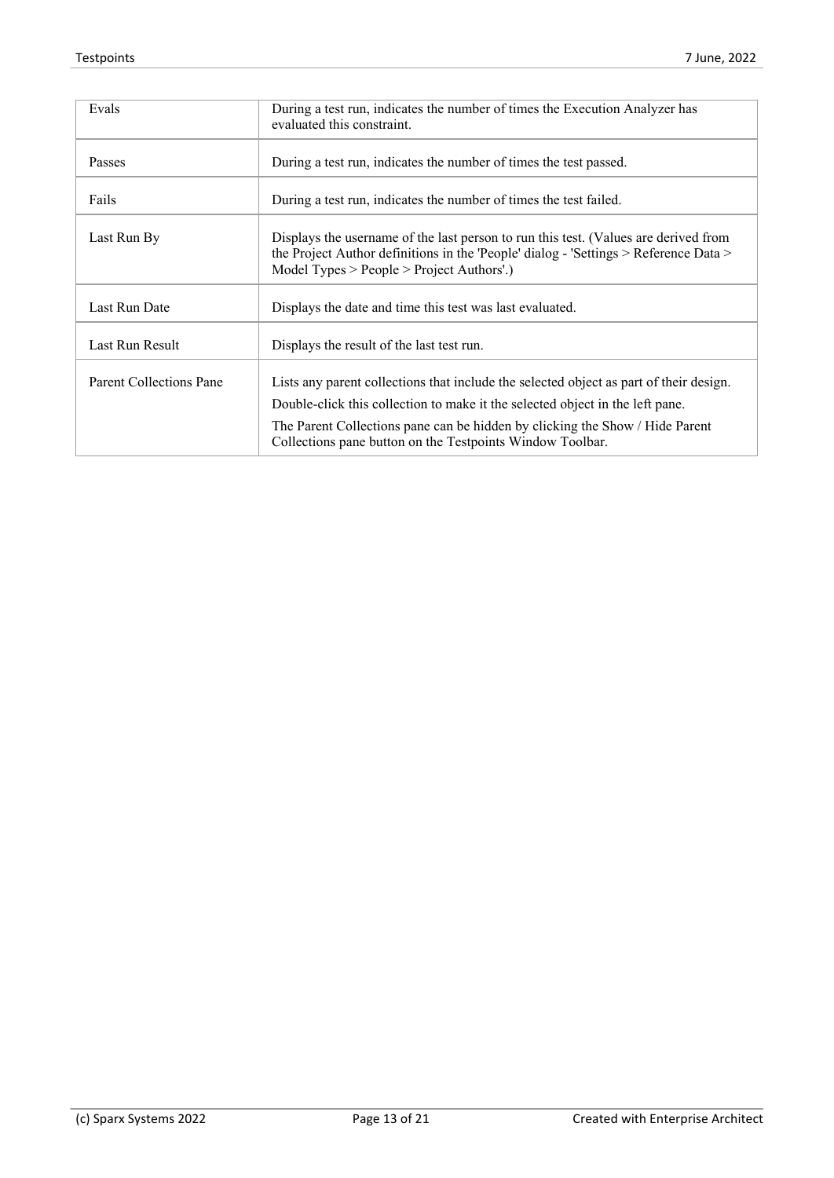| | |
|---|---|
| Evals | During a test run, indicates the number of times the Execution Analyzer has evaluated this constraint. |
| Passes | During a test run, indicates the number of times the test passed. |
| Fails | During a test run, indicates the number of times the test failed. |
| Last Run By | Displays the username of the last person to run this test. (Values are derived from the Project Author definitions in the 'People' dialog - 'Settings > Reference Data > Model Types > People > Project Authors'.) |
| Last Run Date | Displays the date and time this test was last evaluated. |
| Last Run Result | Displays the result of the last test run. |
| Parent Collections Pane | Lists any parent collections that include the selected object as part of their design.<br><br>Double-click this collection to make it the selected object in the left pane.<br><br>The Parent Collections pane can be hidden by clicking the Show / Hide Parent Collections pane button on the Testpoints Window Toolbar. |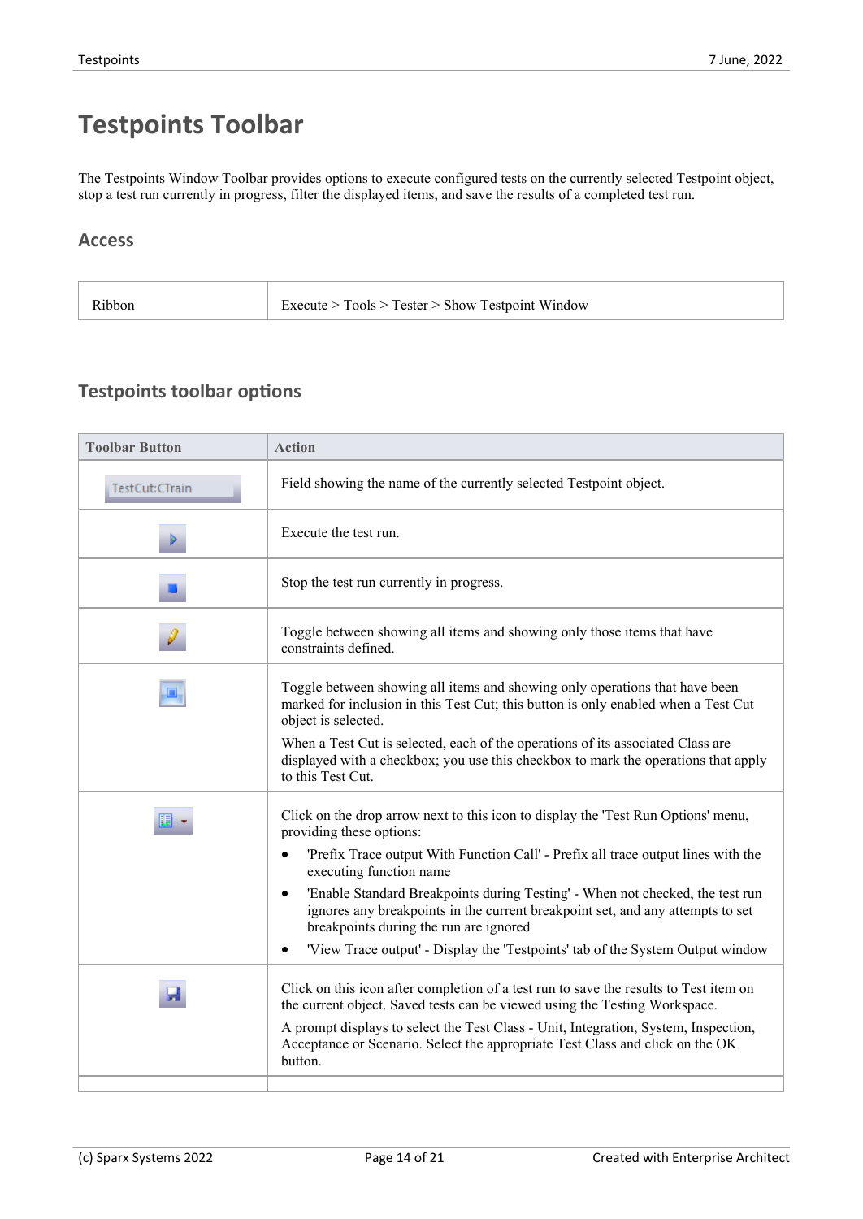# Testpoints Toolbar

The Testpoints Window Toolbar provides options to execute configured tests on the currently selected Testpoint object, stop a test run currently in progress, filter the displayed items, and save the results of a completed test run.

## Access

| | |
|---|---|
| Ribbon | Execute > Tools > Tester > Show Testpoint Window |

## Testpoints toolbar options

| Toolbar Button | Action |
|---|---|
| TestCut:CTrain | Field showing the name of the currently selected Testpoint object. |
| | Execute the test run. |
| | Stop the test run currently in progress. |
| | Toggle between showing all items and showing only those items that have constraints defined. |
| | Toggle between showing all items and showing only operations that have been marked for inclusion in this Test Cut; this button is only enabled when a Test Cut object is selected.<br><br>When a Test Cut is selected, each of the operations of its associated Class are displayed with a checkbox; you use this checkbox to mark the operations that apply to this Test Cut. |
| | Click on the drop arrow next to this icon to display the 'Test Run Options' menu, providing these options:<br>• 'Prefix Trace output With Function Call' - Prefix all trace output lines with the executing function name<br>• 'Enable Standard Breakpoints during Testing' - When not checked, the test run ignores any breakpoints in the current breakpoint set, and any attempts to set breakpoints during the run are ignored<br>• 'View Trace output' - Display the 'Testpoints' tab of the System Output window |
| | Click on this icon after completion of a test run to save the results to Test item on the current object. Saved tests can be viewed using the Testing Workspace.<br><br>A prompt displays to select the Test Class - Unit, Integration, System, Inspection, Acceptance or Scenario. Select the appropriate Test Class and click on the OK button. |
| | |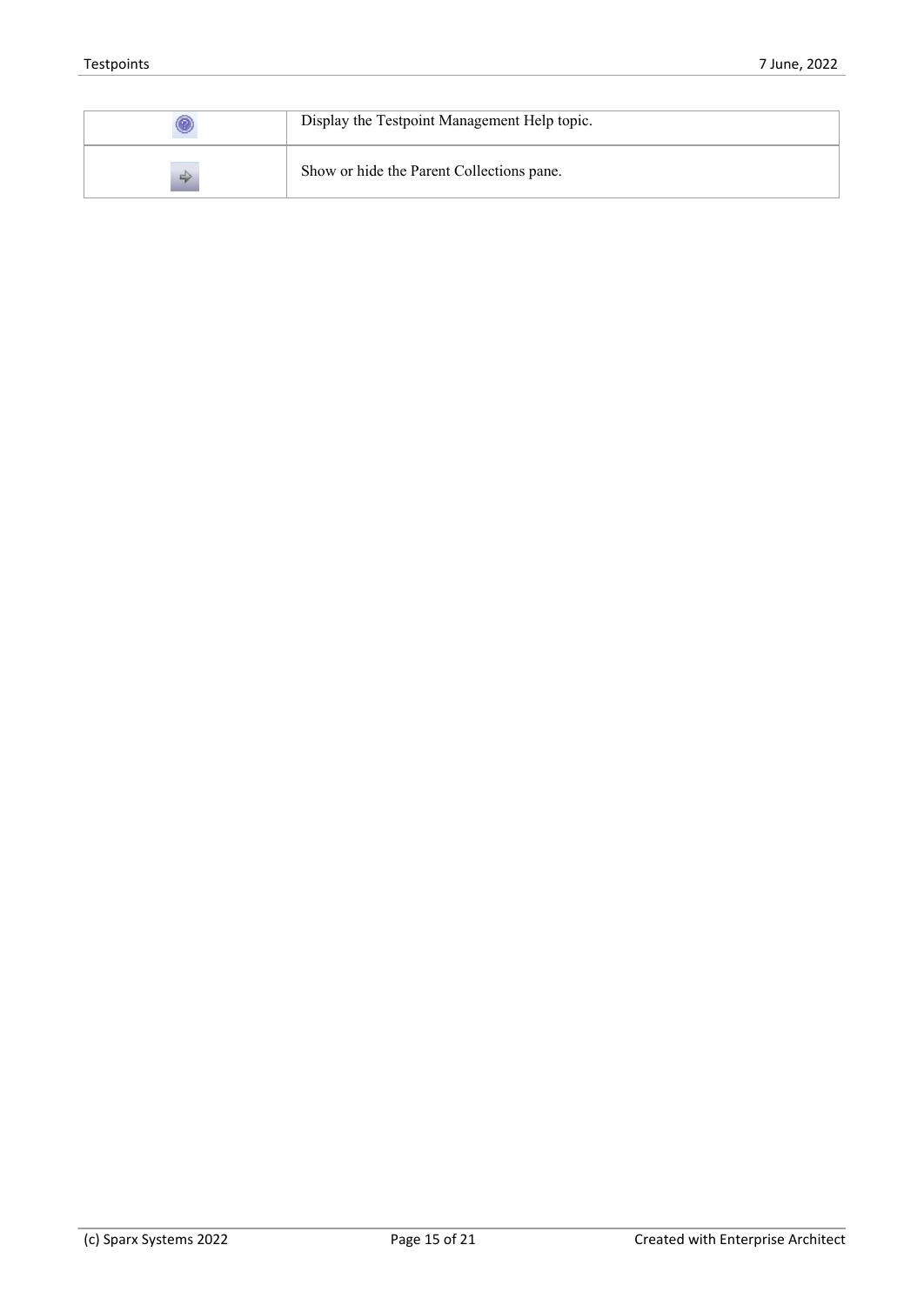| | |
|---|---|
| | Display the Testpoint Management Help topic. |
| | Show or hide the Parent Collections pane. |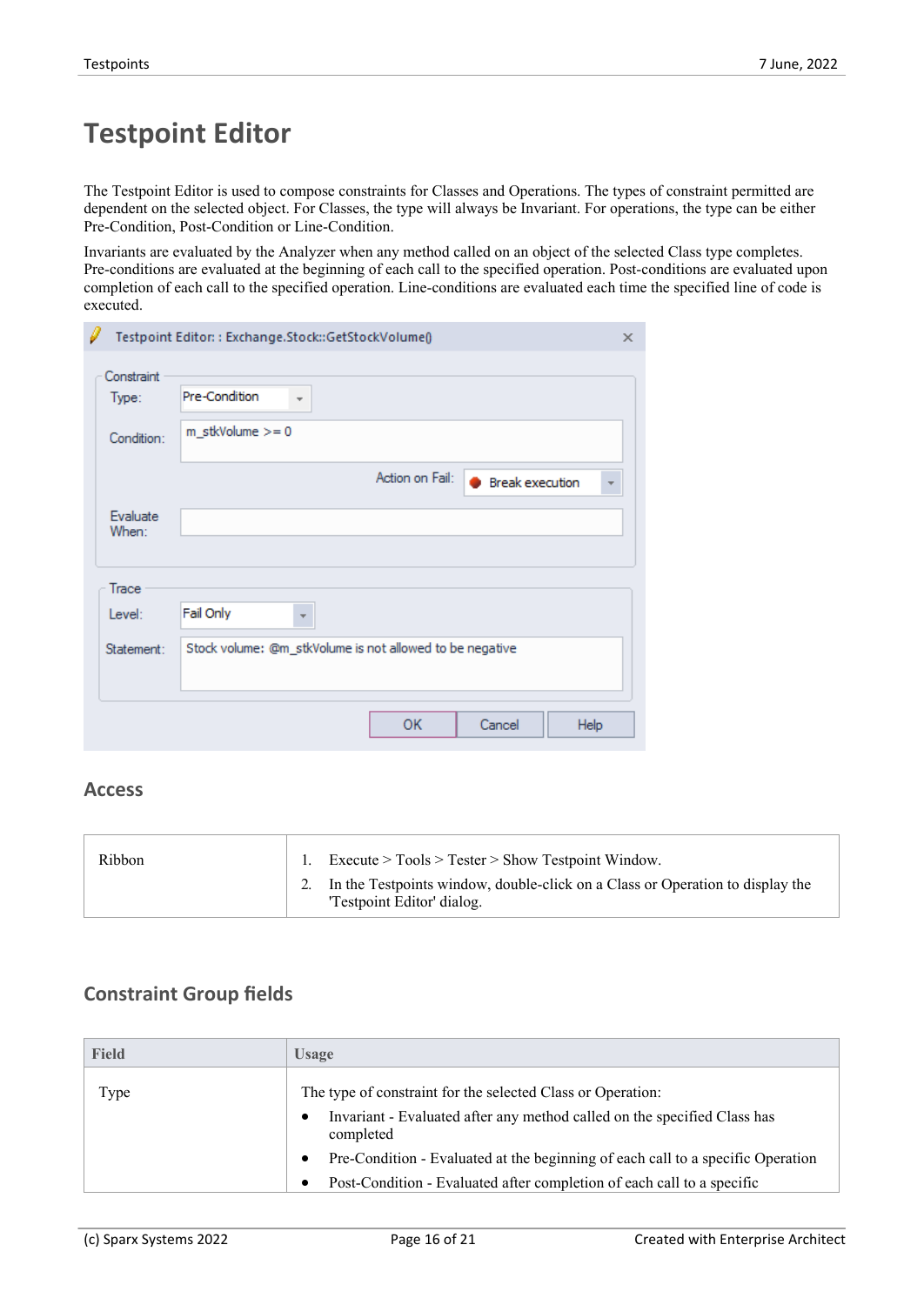# Testpoint Editor

The Testpoint Editor is used to compose constraints for Classes and Operations. The types of constraint permitted are dependent on the selected object. For Classes, the type will always be Invariant. For operations, the type can be either Pre-Condition, Post-Condition or Line-Condition.

Invariants are evaluated by the Analyzer when any method called on an object of the selected Class type completes. Pre-conditions are evaluated at the beginning of each call to the specified operation. Post-conditions are evaluated upon completion of each call to the specified operation. Line-conditions are evaluated each time the specified line of code is executed.

## Access

| Ribbon | 1. Execute > Tools > Tester > Show Testpoint Window.<br>2. In the Testpoints window, double-click on a Class or Operation to display the 'Testpoint Editor' dialog. |
|---|---|

## Constraint Group fields

| Field | Usage |
|---|---|
| Type | The type of constraint for the selected Class or Operation:<br>• Invariant - Evaluated after any method called on the specified Class has completed<br>• Pre-Condition - Evaluated at the beginning of each call to a specific Operation<br>• Post-Condition - Evaluated after completion of each call to a specific |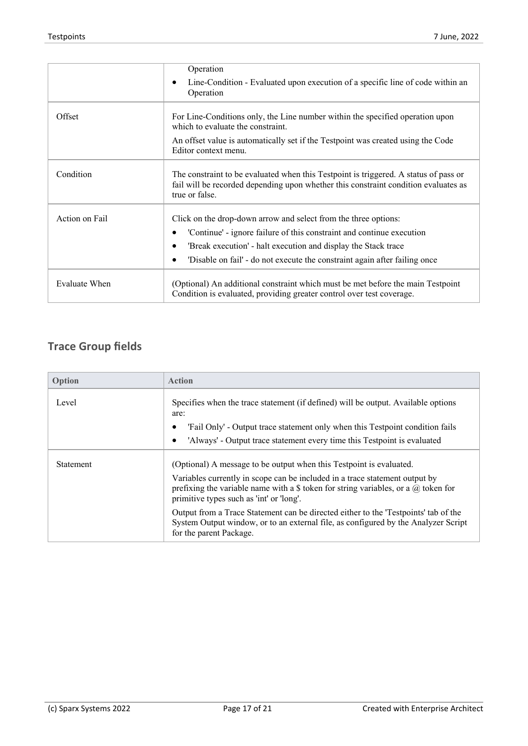| | |
|---|---|
| | Operation<br>• Line-Condition - Evaluated upon execution of a specific line of code within an Operation |
| Offset | For Line-Conditions only, the Line number within the specified operation upon which to evaluate the constraint.<br>An offset value is automatically set if the Testpoint was created using the Code Editor context menu. |
| Condition | The constraint to be evaluated when this Testpoint is triggered. A status of pass or fail will be recorded depending upon whether this constraint condition evaluates as true or false. |
| Action on Fail | Click on the drop-down arrow and select from the three options:<br>• 'Continue' - ignore failure of this constraint and continue execution<br>• 'Break execution' - halt execution and display the Stack trace<br>• 'Disable on fail' - do not execute the constraint again after failing once |
| Evaluate When | (Optional) An additional constraint which must be met before the main Testpoint Condition is evaluated, providing greater control over test coverage. |

## Trace Group fields

| Option | Action |
|---|---|
| Level | Specifies when the trace statement (if defined) will be output. Available options are:<br>• 'Fail Only' - Output trace statement only when this Testpoint condition fails<br>• 'Always' - Output trace statement every time this Testpoint is evaluated |
| Statement | (Optional) A message to be output when this Testpoint is evaluated.<br>Variables currently in scope can be included in a trace statement output by prefixing the variable name with a $ token for string variables, or a @ token for primitive types such as 'int' or 'long'.<br>Output from a Trace Statement can be directed either to the 'Testpoints' tab of the System Output window, or to an external file, as configured by the Analyzer Script for the parent Package. |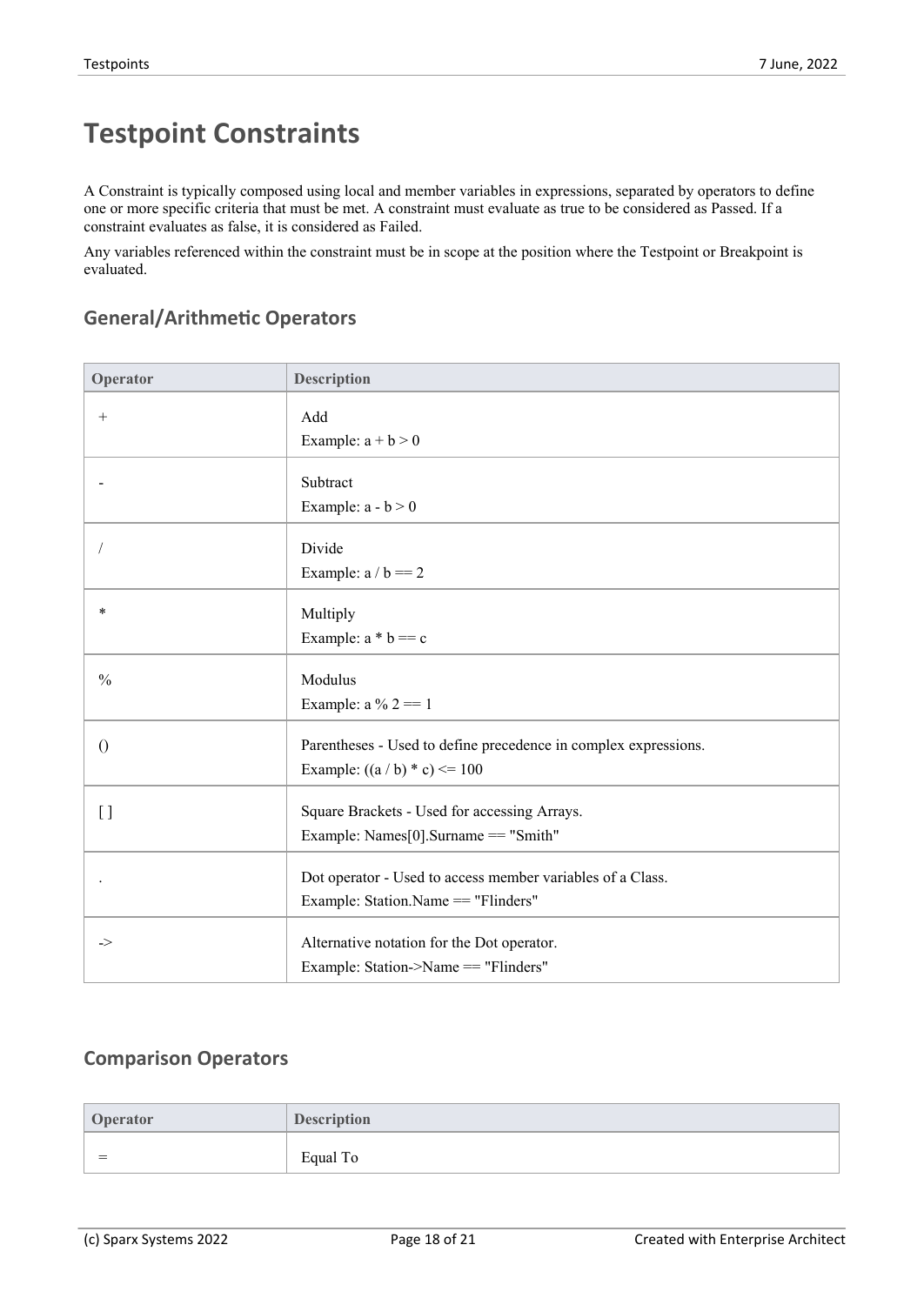# Testpoint Constraints

A Constraint is typically composed using local and member variables in expressions, separated by operators to define one or more specific criteria that must be met. A constraint must evaluate as true to be considered as Passed. If a constraint evaluates as false, it is considered as Failed.

Any variables referenced within the constraint must be in scope at the position where the Testpoint or Breakpoint is evaluated.

## General/Arithmetic Operators

| Operator | Description |
|---|---|
| + | Add<br>Example: a + b > 0 |
| - | Subtract<br>Example: a - b > 0 |
| / | Divide<br>Example: a / b == 2 |
| * | Multiply<br>Example: a * b == c |
| % | Modulus<br>Example: a % 2 == 1 |
| () | Parentheses - Used to define precedence in complex expressions.<br>Example: ((a / b) * c) <= 100 |
| [ ] | Square Brackets - Used for accessing Arrays.<br>Example: Names[0].Surname == "Smith" |
| . | Dot operator - Used to access member variables of a Class.<br>Example: Station.Name == "Flinders" |
| -> | Alternative notation for the Dot operator.<br>Example: Station->Name == "Flinders" |

## Comparison Operators

| Operator | Description |
|---|---|
| = | Equal To |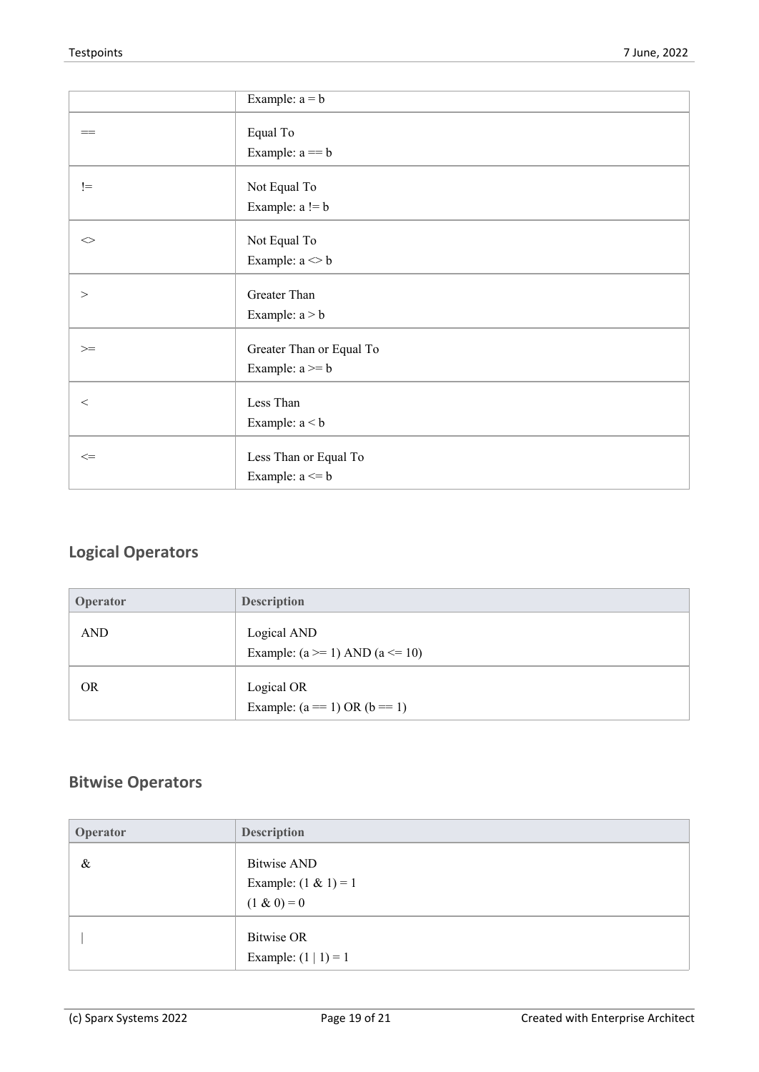| | Example: a = b |
|---|---|
| == | Equal To<br>Example: a == b |
| != | Not Equal To<br>Example: a != b |
| <> | Not Equal To<br>Example: a <> b |
| > | Greater Than<br>Example: a > b |
| >= | Greater Than or Equal To<br>Example: a >= b |
| < | Less Than<br>Example: a < b |
| <= | Less Than or Equal To<br>Example: a <= b |

## Logical Operators

| Operator | Description |
|---|---|
| AND | Logical AND<br>Example: (a >= 1) AND (a <= 10) |
| OR | Logical OR<br>Example: (a == 1) OR (b == 1) |

## Bitwise Operators

| Operator | Description |
|---|---|
| & | Bitwise AND<br>Example: (1 & 1) = 1<br>(1 & 0) = 0 |
| \| | Bitwise OR<br>Example: (1 \| 1) = 1 |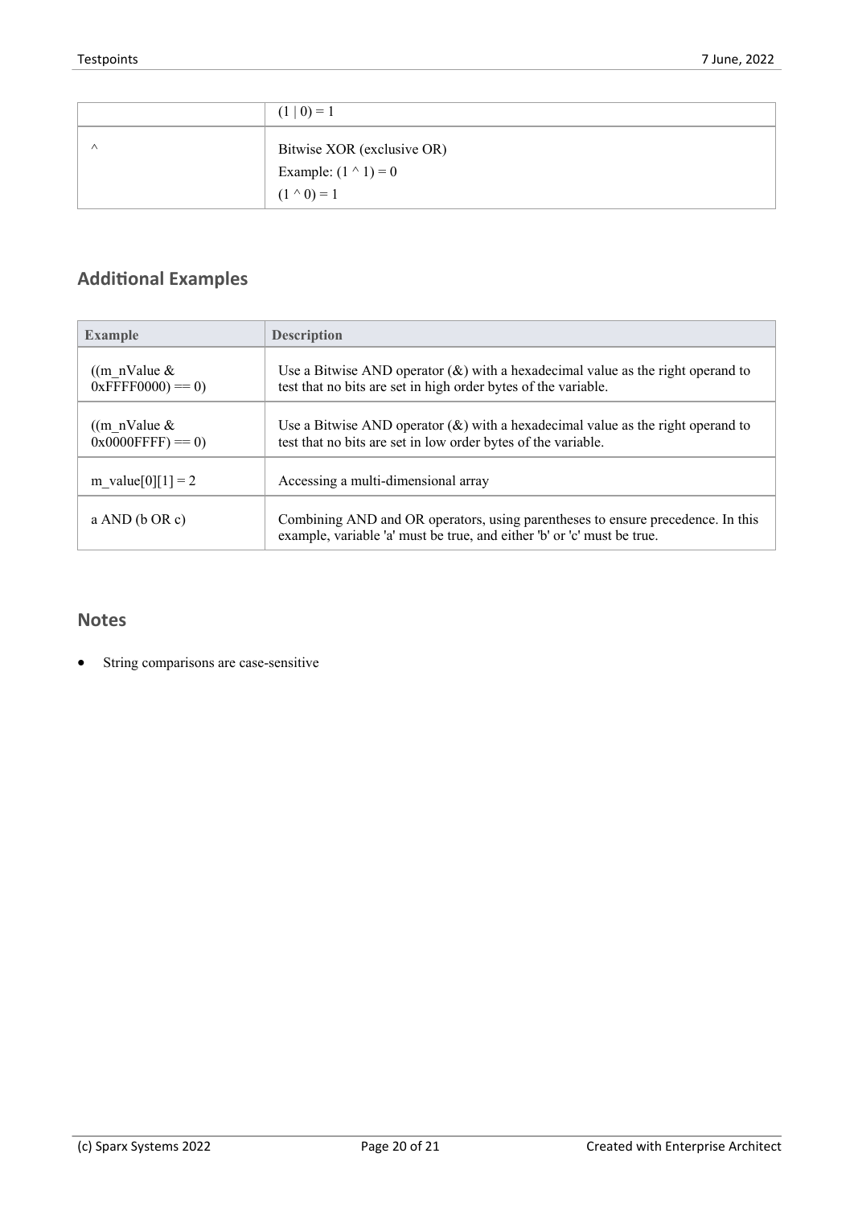| | |
|---|---|
| | (1 \| 0) = 1 |
| ^ | Bitwise XOR (exclusive OR)<br>Example: (1 ^ 1) = 0<br>(1 ^ 0) = 1 |

## Additional Examples

| Example | Description |
|---|---|
| ((m_nValue & 0xFFFF0000) == 0) | Use a Bitwise AND operator (&) with a hexadecimal value as the right operand to test that no bits are set in high order bytes of the variable. |
| ((m_nValue & 0x0000FFFF) == 0) | Use a Bitwise AND operator (&) with a hexadecimal value as the right operand to test that no bits are set in low order bytes of the variable. |
| m_value[0][1] = 2 | Accessing a multi-dimensional array |
| a AND (b OR c) | Combining AND and OR operators, using parentheses to ensure precedence. In this example, variable 'a' must be true, and either 'b' or 'c' must be true. |

## Notes

- String comparisons are case-sensitive